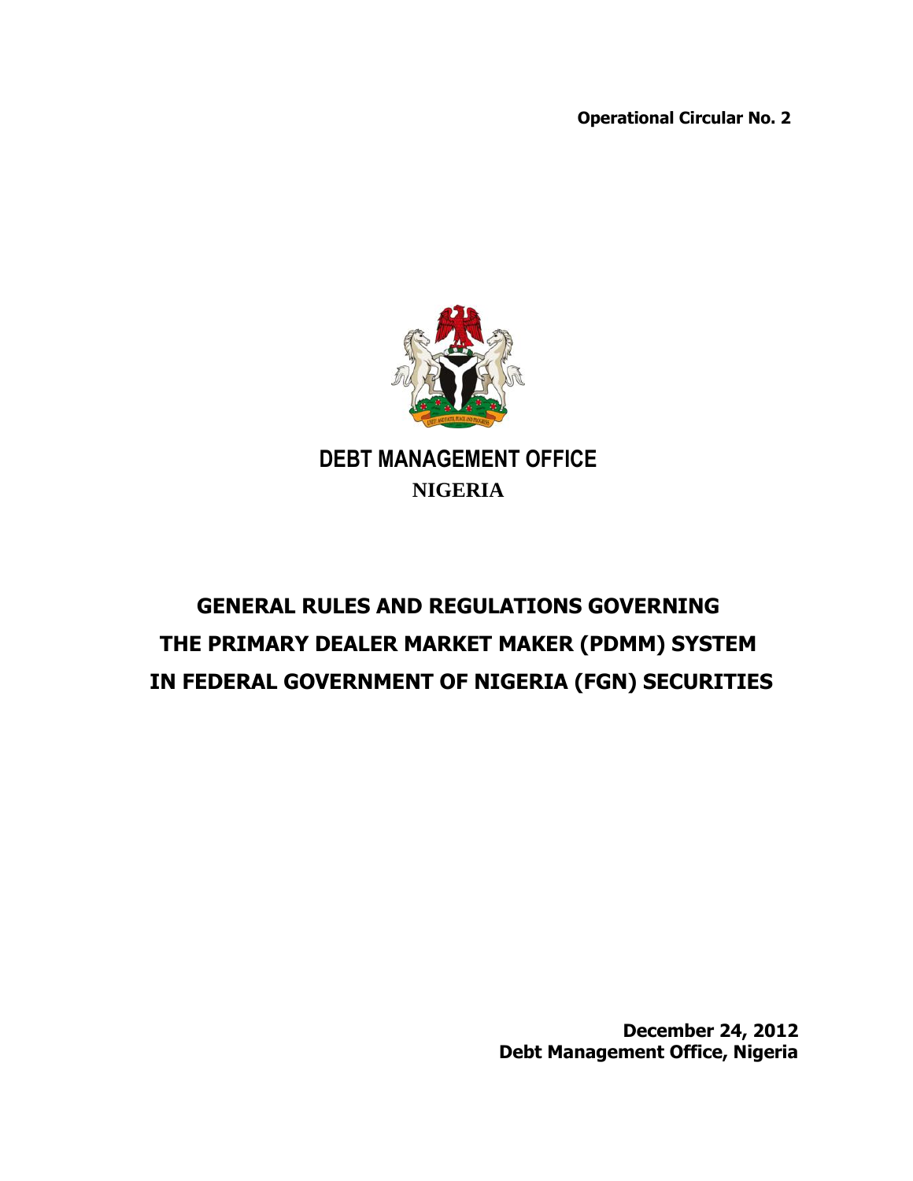**Operational Circular No. 2**

# DEBT MANAGEMENT OFFICE

**NIGERIA**

# GENERAL RULES AND REGULATIONS GOVERNING THE PRIMARY DEALER MARKET MAKER (PDMM) SYSTEM IN FEDERAL GOVERNMENT OF NIGERIA (FGN) SECURITIES

**December 24, 2012**
**Debt Management Office, Nigeria**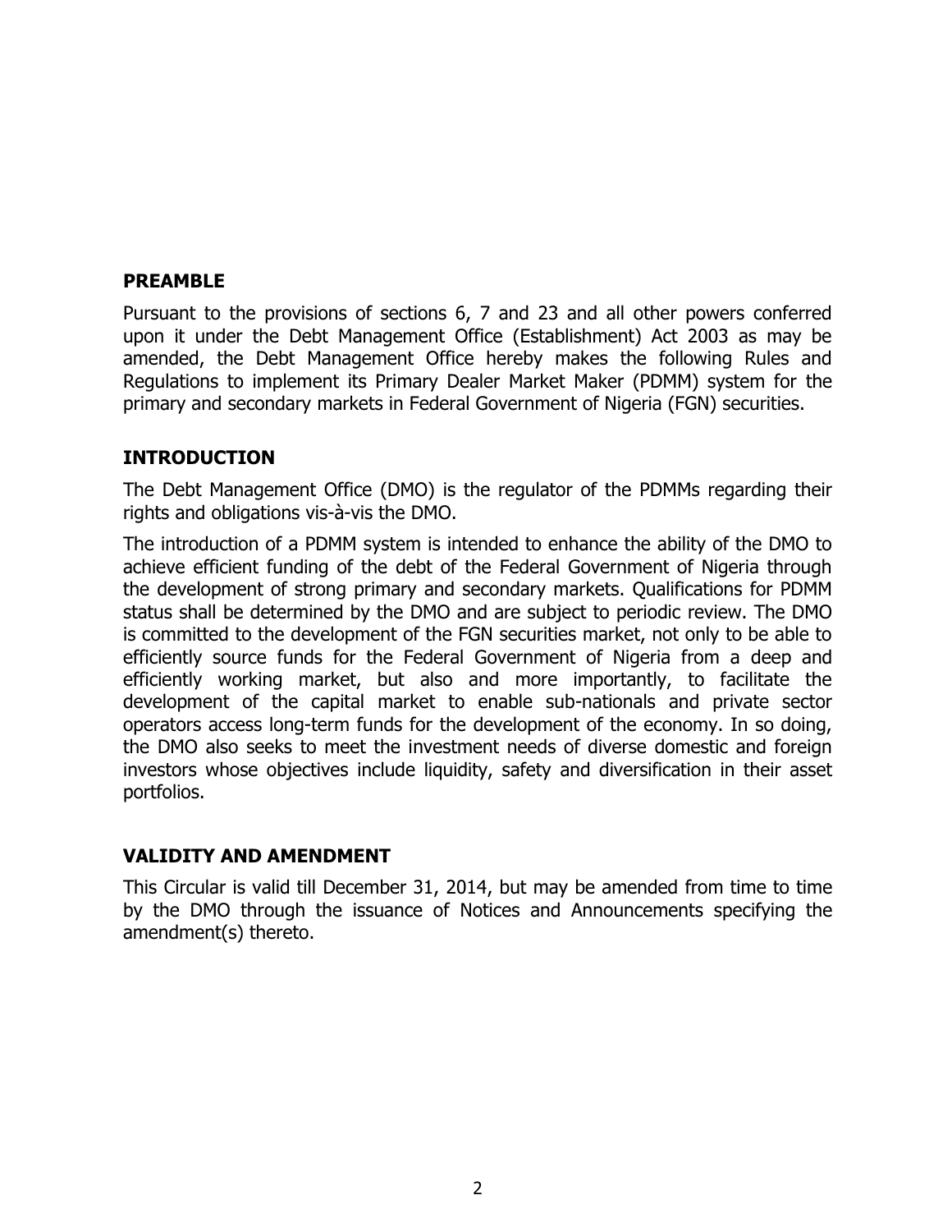## PREAMBLE

Pursuant to the provisions of sections 6, 7 and 23 and all other powers conferred upon it under the Debt Management Office (Establishment) Act 2003 as may be amended, the Debt Management Office hereby makes the following Rules and Regulations to implement its Primary Dealer Market Maker (PDMM) system for the primary and secondary markets in Federal Government of Nigeria (FGN) securities.

## INTRODUCTION

The Debt Management Office (DMO) is the regulator of the PDMMs regarding their rights and obligations vis-à-vis the DMO.

The introduction of a PDMM system is intended to enhance the ability of the DMO to achieve efficient funding of the debt of the Federal Government of Nigeria through the development of strong primary and secondary markets. Qualifications for PDMM status shall be determined by the DMO and are subject to periodic review. The DMO is committed to the development of the FGN securities market, not only to be able to efficiently source funds for the Federal Government of Nigeria from a deep and efficiently working market, but also and more importantly, to facilitate the development of the capital market to enable sub-nationals and private sector operators access long-term funds for the development of the economy. In so doing, the DMO also seeks to meet the investment needs of diverse domestic and foreign investors whose objectives include liquidity, safety and diversification in their asset portfolios.

## VALIDITY AND AMENDMENT

This Circular is valid till December 31, 2014, but may be amended from time to time by the DMO through the issuance of Notices and Announcements specifying the amendment(s) thereto.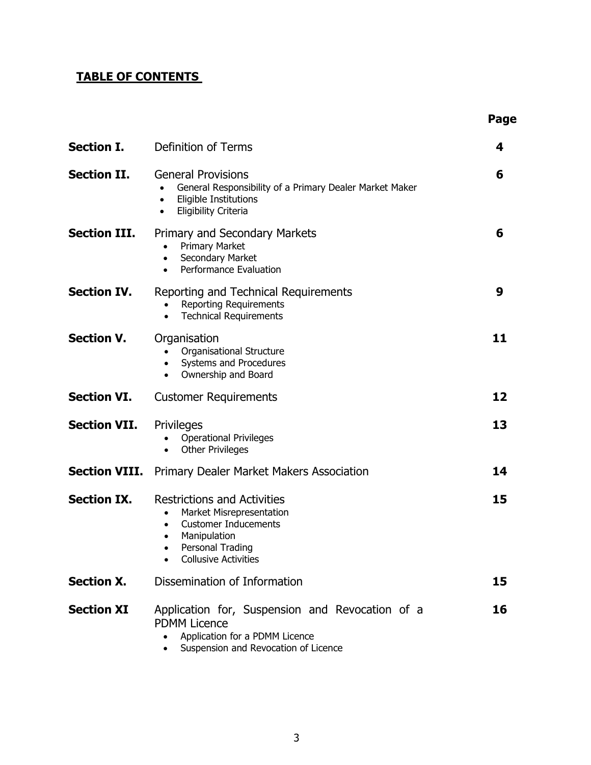## TABLE OF CONTENTS

| | | Page |
|---|---|---|
| **Section I.** | Definition of Terms | 4 |
| **Section II.** | General Provisions<br>• General Responsibility of a Primary Dealer Market Maker<br>• Eligible Institutions<br>• Eligibility Criteria | 6 |
| **Section III.** | Primary and Secondary Markets<br>• Primary Market<br>• Secondary Market<br>• Performance Evaluation | 6 |
| **Section IV.** | Reporting and Technical Requirements<br>• Reporting Requirements<br>• Technical Requirements | 9 |
| **Section V.** | Organisation<br>• Organisational Structure<br>• Systems and Procedures<br>• Ownership and Board | 11 |
| **Section VI.** | Customer Requirements | 12 |
| **Section VII.** | Privileges<br>• Operational Privileges<br>• Other Privileges | 13 |
| **Section VIII.** | Primary Dealer Market Makers Association | 14 |
| **Section IX.** | Restrictions and Activities<br>• Market Misrepresentation<br>• Customer Inducements<br>• Manipulation<br>• Personal Trading<br>• Collusive Activities | 15 |
| **Section X.** | Dissemination of Information | 15 |
| **Section XI** | Application for, Suspension and Revocation of a PDMM Licence<br>• Application for a PDMM Licence<br>• Suspension and Revocation of Licence | 16 |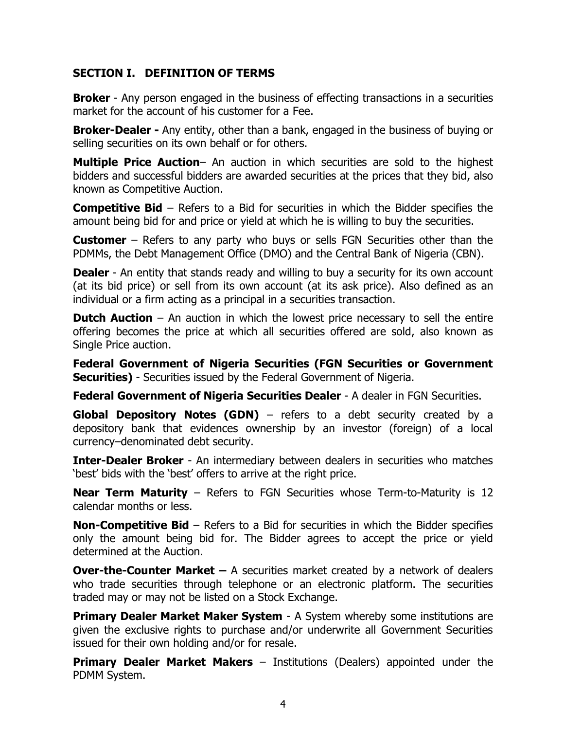## SECTION I. DEFINITION OF TERMS

**Broker** - Any person engaged in the business of effecting transactions in a securities market for the account of his customer for a Fee.

**Broker-Dealer -** Any entity, other than a bank, engaged in the business of buying or selling securities on its own behalf or for others.

**Multiple Price Auction**– An auction in which securities are sold to the highest bidders and successful bidders are awarded securities at the prices that they bid, also known as Competitive Auction.

**Competitive Bid** – Refers to a Bid for securities in which the Bidder specifies the amount being bid for and price or yield at which he is willing to buy the securities.

**Customer** – Refers to any party who buys or sells FGN Securities other than the PDMMs, the Debt Management Office (DMO) and the Central Bank of Nigeria (CBN).

**Dealer** - An entity that stands ready and willing to buy a security for its own account (at its bid price) or sell from its own account (at its ask price). Also defined as an individual or a firm acting as a principal in a securities transaction.

**Dutch Auction** – An auction in which the lowest price necessary to sell the entire offering becomes the price at which all securities offered are sold, also known as Single Price auction.

**Federal Government of Nigeria Securities (FGN Securities or Government Securities)** - Securities issued by the Federal Government of Nigeria.

**Federal Government of Nigeria Securities Dealer** - A dealer in FGN Securities.

**Global Depository Notes (GDN)** – refers to a debt security created by a depository bank that evidences ownership by an investor (foreign) of a local currency–denominated debt security.

**Inter-Dealer Broker** - An intermediary between dealers in securities who matches 'best' bids with the 'best' offers to arrive at the right price.

**Near Term Maturity** – Refers to FGN Securities whose Term-to-Maturity is 12 calendar months or less.

**Non-Competitive Bid** – Refers to a Bid for securities in which the Bidder specifies only the amount being bid for. The Bidder agrees to accept the price or yield determined at the Auction.

**Over-the-Counter Market –** A securities market created by a network of dealers who trade securities through telephone or an electronic platform. The securities traded may or may not be listed on a Stock Exchange.

**Primary Dealer Market Maker System** - A System whereby some institutions are given the exclusive rights to purchase and/or underwrite all Government Securities issued for their own holding and/or for resale.

**Primary Dealer Market Makers** – Institutions (Dealers) appointed under the PDMM System.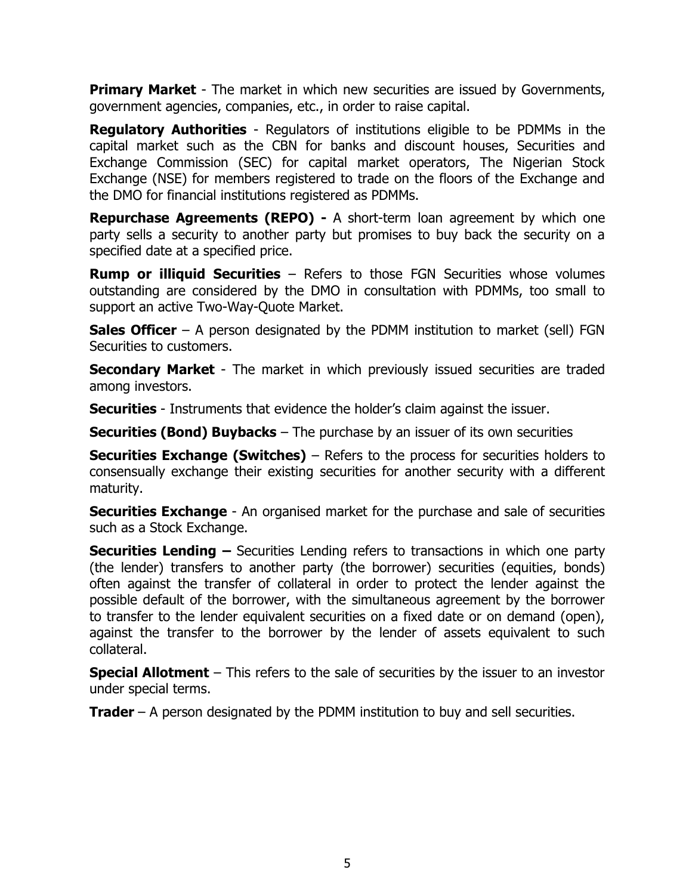**Primary Market** - The market in which new securities are issued by Governments, government agencies, companies, etc., in order to raise capital.

**Regulatory Authorities** - Regulators of institutions eligible to be PDMMs in the capital market such as the CBN for banks and discount houses, Securities and Exchange Commission (SEC) for capital market operators, The Nigerian Stock Exchange (NSE) for members registered to trade on the floors of the Exchange and the DMO for financial institutions registered as PDMMs.

**Repurchase Agreements (REPO) -** A short-term loan agreement by which one party sells a security to another party but promises to buy back the security on a specified date at a specified price.

**Rump or illiquid Securities** – Refers to those FGN Securities whose volumes outstanding are considered by the DMO in consultation with PDMMs, too small to support an active Two-Way-Quote Market.

**Sales Officer** – A person designated by the PDMM institution to market (sell) FGN Securities to customers.

**Secondary Market** - The market in which previously issued securities are traded among investors.

**Securities** - Instruments that evidence the holder's claim against the issuer.

**Securities (Bond) Buybacks** – The purchase by an issuer of its own securities

**Securities Exchange (Switches)** – Refers to the process for securities holders to consensually exchange their existing securities for another security with a different maturity.

**Securities Exchange** - An organised market for the purchase and sale of securities such as a Stock Exchange.

**Securities Lending –** Securities Lending refers to transactions in which one party (the lender) transfers to another party (the borrower) securities (equities, bonds) often against the transfer of collateral in order to protect the lender against the possible default of the borrower, with the simultaneous agreement by the borrower to transfer to the lender equivalent securities on a fixed date or on demand (open), against the transfer to the borrower by the lender of assets equivalent to such collateral.

**Special Allotment** – This refers to the sale of securities by the issuer to an investor under special terms.

**Trader** – A person designated by the PDMM institution to buy and sell securities.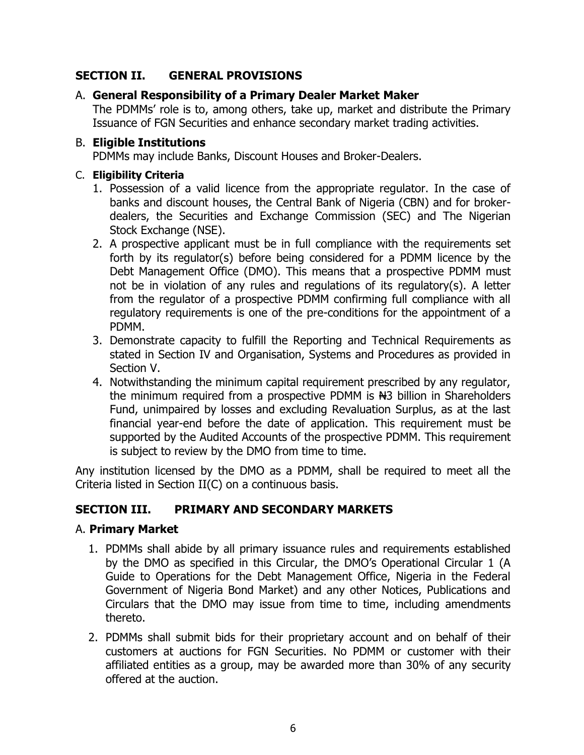## SECTION II. GENERAL PROVISIONS

### A. General Responsibility of a Primary Dealer Market Maker

The PDMMs' role is to, among others, take up, market and distribute the Primary Issuance of FGN Securities and enhance secondary market trading activities.

### B. Eligible Institutions

PDMMs may include Banks, Discount Houses and Broker-Dealers.

### C. Eligibility Criteria

1. Possession of a valid licence from the appropriate regulator. In the case of banks and discount houses, the Central Bank of Nigeria (CBN) and for broker-dealers, the Securities and Exchange Commission (SEC) and The Nigerian Stock Exchange (NSE).
2. A prospective applicant must be in full compliance with the requirements set forth by its regulator(s) before being considered for a PDMM licence by the Debt Management Office (DMO). This means that a prospective PDMM must not be in violation of any rules and regulations of its regulatory(s). A letter from the regulator of a prospective PDMM confirming full compliance with all regulatory requirements is one of the pre-conditions for the appointment of a PDMM.
3. Demonstrate capacity to fulfill the Reporting and Technical Requirements as stated in Section IV and Organisation, Systems and Procedures as provided in Section V.
4. Notwithstanding the minimum capital requirement prescribed by any regulator, the minimum required from a prospective PDMM is ₦3 billion in Shareholders Fund, unimpaired by losses and excluding Revaluation Surplus, as at the last financial year-end before the date of application. This requirement must be supported by the Audited Accounts of the prospective PDMM. This requirement is subject to review by the DMO from time to time.

Any institution licensed by the DMO as a PDMM, shall be required to meet all the Criteria listed in Section II(C) on a continuous basis.

## SECTION III. PRIMARY AND SECONDARY MARKETS

### A. Primary Market

1. PDMMs shall abide by all primary issuance rules and requirements established by the DMO as specified in this Circular, the DMO's Operational Circular 1 (A Guide to Operations for the Debt Management Office, Nigeria in the Federal Government of Nigeria Bond Market) and any other Notices, Publications and Circulars that the DMO may issue from time to time, including amendments thereto.
2. PDMMs shall submit bids for their proprietary account and on behalf of their customers at auctions for FGN Securities. No PDMM or customer with their affiliated entities as a group, may be awarded more than 30% of any security offered at the auction.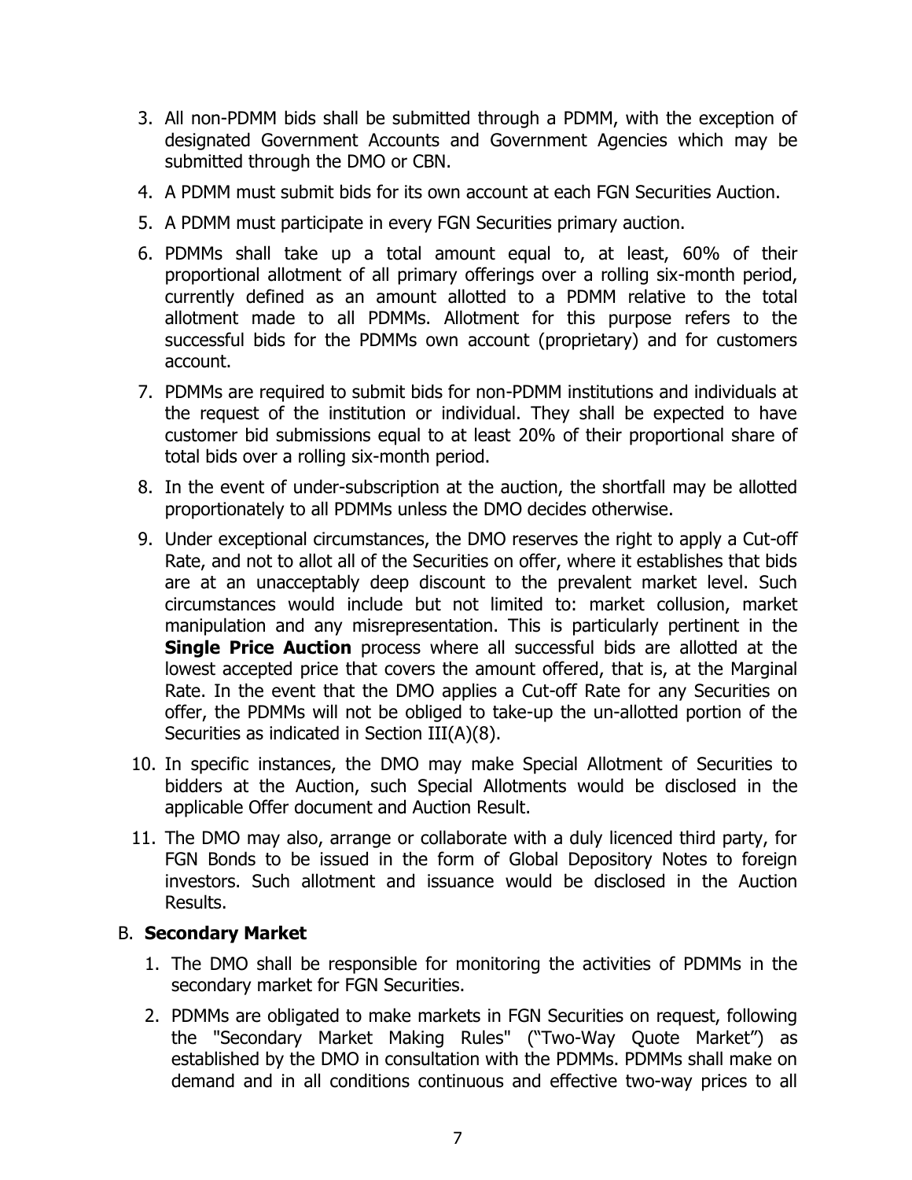3. All non-PDMM bids shall be submitted through a PDMM, with the exception of designated Government Accounts and Government Agencies which may be submitted through the DMO or CBN.
4. A PDMM must submit bids for its own account at each FGN Securities Auction.
5. A PDMM must participate in every FGN Securities primary auction.
6. PDMMs shall take up a total amount equal to, at least, 60% of their proportional allotment of all primary offerings over a rolling six-month period, currently defined as an amount allotted to a PDMM relative to the total allotment made to all PDMMs. Allotment for this purpose refers to the successful bids for the PDMMs own account (proprietary) and for customers account.
7. PDMMs are required to submit bids for non-PDMM institutions and individuals at the request of the institution or individual. They shall be expected to have customer bid submissions equal to at least 20% of their proportional share of total bids over a rolling six-month period.
8. In the event of under-subscription at the auction, the shortfall may be allotted proportionately to all PDMMs unless the DMO decides otherwise.
9. Under exceptional circumstances, the DMO reserves the right to apply a Cut-off Rate, and not to allot all of the Securities on offer, where it establishes that bids are at an unacceptably deep discount to the prevalent market level. Such circumstances would include but not limited to: market collusion, market manipulation and any misrepresentation. This is particularly pertinent in the **Single Price Auction** process where all successful bids are allotted at the lowest accepted price that covers the amount offered, that is, at the Marginal Rate. In the event that the DMO applies a Cut-off Rate for any Securities on offer, the PDMMs will not be obliged to take-up the un-allotted portion of the Securities as indicated in Section III(A)(8).
10. In specific instances, the DMO may make Special Allotment of Securities to bidders at the Auction, such Special Allotments would be disclosed in the applicable Offer document and Auction Result.
11. The DMO may also, arrange or collaborate with a duly licenced third party, for FGN Bonds to be issued in the form of Global Depository Notes to foreign investors. Such allotment and issuance would be disclosed in the Auction Results.

B. **Secondary Market**

1. The DMO shall be responsible for monitoring the activities of PDMMs in the secondary market for FGN Securities.
2. PDMMs are obligated to make markets in FGN Securities on request, following the "Secondary Market Making Rules" ("Two-Way Quote Market") as established by the DMO in consultation with the PDMMs. PDMMs shall make on demand and in all conditions continuous and effective two-way prices to all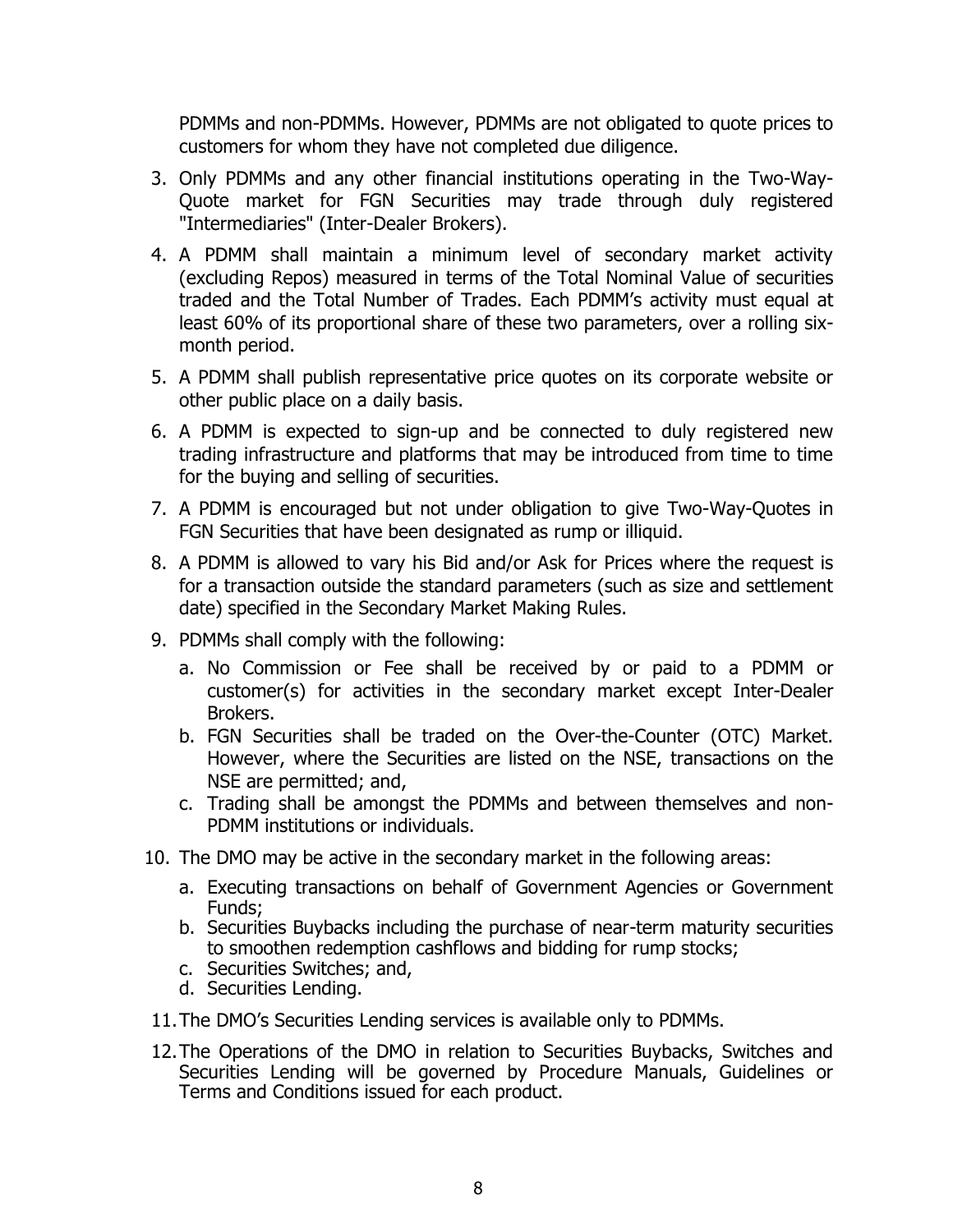PDMMs and non-PDMMs. However, PDMMs are not obligated to quote prices to customers for whom they have not completed due diligence.

3. Only PDMMs and any other financial institutions operating in the Two-Way-Quote market for FGN Securities may trade through duly registered "Intermediaries" (Inter-Dealer Brokers).
4. A PDMM shall maintain a minimum level of secondary market activity (excluding Repos) measured in terms of the Total Nominal Value of securities traded and the Total Number of Trades. Each PDMM's activity must equal at least 60% of its proportional share of these two parameters, over a rolling six-month period.
5. A PDMM shall publish representative price quotes on its corporate website or other public place on a daily basis.
6. A PDMM is expected to sign-up and be connected to duly registered new trading infrastructure and platforms that may be introduced from time to time for the buying and selling of securities.
7. A PDMM is encouraged but not under obligation to give Two-Way-Quotes in FGN Securities that have been designated as rump or illiquid.
8. A PDMM is allowed to vary his Bid and/or Ask for Prices where the request is for a transaction outside the standard parameters (such as size and settlement date) specified in the Secondary Market Making Rules.
9. PDMMs shall comply with the following:
   a. No Commission or Fee shall be received by or paid to a PDMM or customer(s) for activities in the secondary market except Inter-Dealer Brokers.
   b. FGN Securities shall be traded on the Over-the-Counter (OTC) Market. However, where the Securities are listed on the NSE, transactions on the NSE are permitted; and,
   c. Trading shall be amongst the PDMMs and between themselves and non-PDMM institutions or individuals.
10. The DMO may be active in the secondary market in the following areas:
    a. Executing transactions on behalf of Government Agencies or Government Funds;
    b. Securities Buybacks including the purchase of near-term maturity securities to smoothen redemption cashflows and bidding for rump stocks;
    c. Securities Switches; and,
    d. Securities Lending.
11. The DMO's Securities Lending services is available only to PDMMs.
12. The Operations of the DMO in relation to Securities Buybacks, Switches and Securities Lending will be governed by Procedure Manuals, Guidelines or Terms and Conditions issued for each product.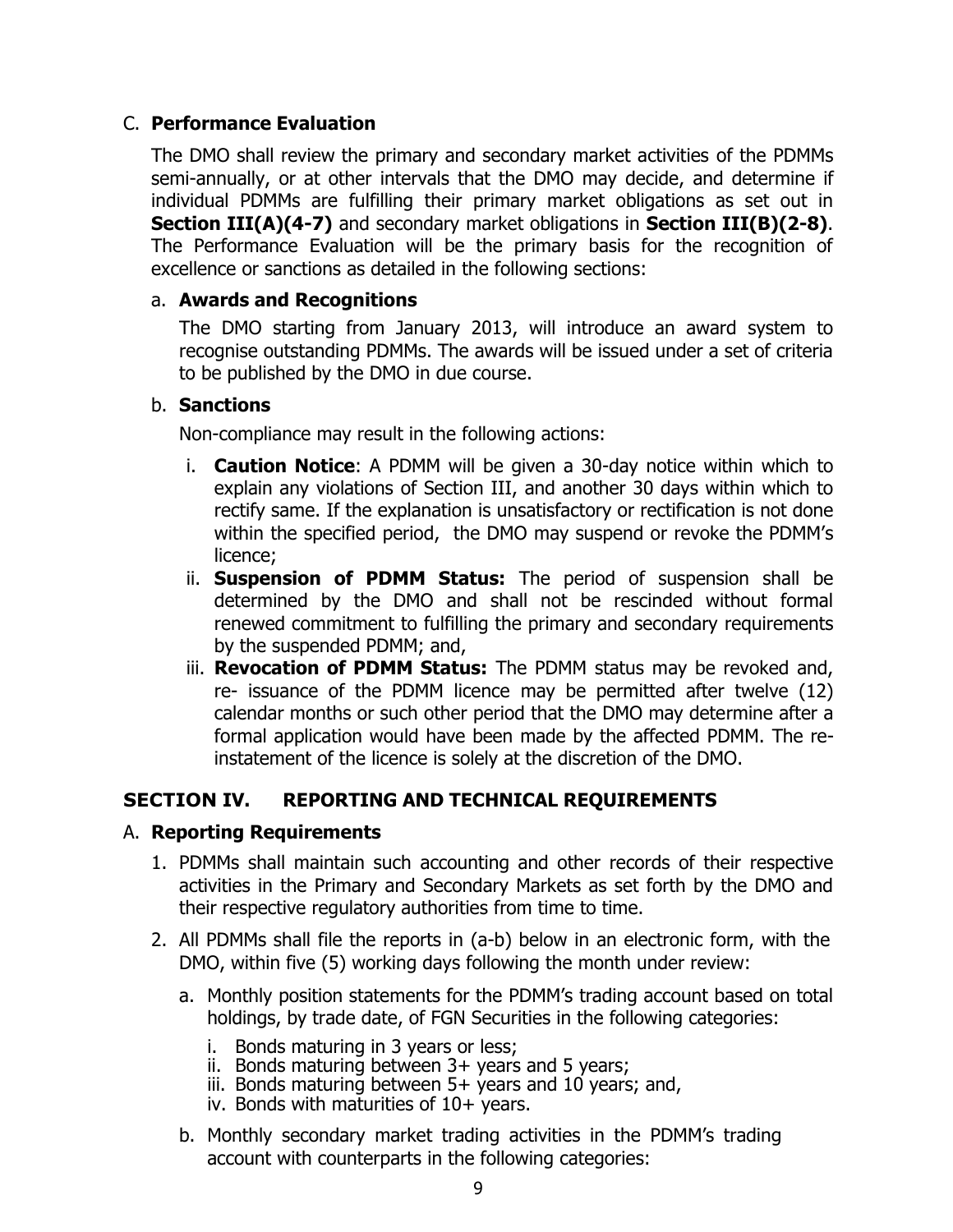## C. **Performance Evaluation**

The DMO shall review the primary and secondary market activities of the PDMMs semi-annually, or at other intervals that the DMO may decide, and determine if individual PDMMs are fulfilling their primary market obligations as set out in **Section III(A)(4-7)** and secondary market obligations in **Section III(B)(2-8)**. The Performance Evaluation will be the primary basis for the recognition of excellence or sanctions as detailed in the following sections:

### a. **Awards and Recognitions**

The DMO starting from January 2013, will introduce an award system to recognise outstanding PDMMs. The awards will be issued under a set of criteria to be published by the DMO in due course.

### b. **Sanctions**

Non-compliance may result in the following actions:

i. **Caution Notice**: A PDMM will be given a 30-day notice within which to explain any violations of Section III, and another 30 days within which to rectify same. If the explanation is unsatisfactory or rectification is not done within the specified period, the DMO may suspend or revoke the PDMM's licence;

ii. **Suspension of PDMM Status:** The period of suspension shall be determined by the DMO and shall not be rescinded without formal renewed commitment to fulfilling the primary and secondary requirements by the suspended PDMM; and,

iii. **Revocation of PDMM Status:** The PDMM status may be revoked and, re- issuance of the PDMM licence may be permitted after twelve (12) calendar months or such other period that the DMO may determine after a formal application would have been made by the affected PDMM. The re-instatement of the licence is solely at the discretion of the DMO.

# SECTION IV. REPORTING AND TECHNICAL REQUIREMENTS

## A. **Reporting Requirements**

1. PDMMs shall maintain such accounting and other records of their respective activities in the Primary and Secondary Markets as set forth by the DMO and their respective regulatory authorities from time to time.

2. All PDMMs shall file the reports in (a-b) below in an electronic form, with the DMO, within five (5) working days following the month under review:

   a. Monthly position statements for the PDMM's trading account based on total holdings, by trade date, of FGN Securities in the following categories:

      i. Bonds maturing in 3 years or less;
      ii. Bonds maturing between 3+ years and 5 years;
      iii. Bonds maturing between 5+ years and 10 years; and,
      iv. Bonds with maturities of 10+ years.

   b. Monthly secondary market trading activities in the PDMM's trading account with counterparts in the following categories: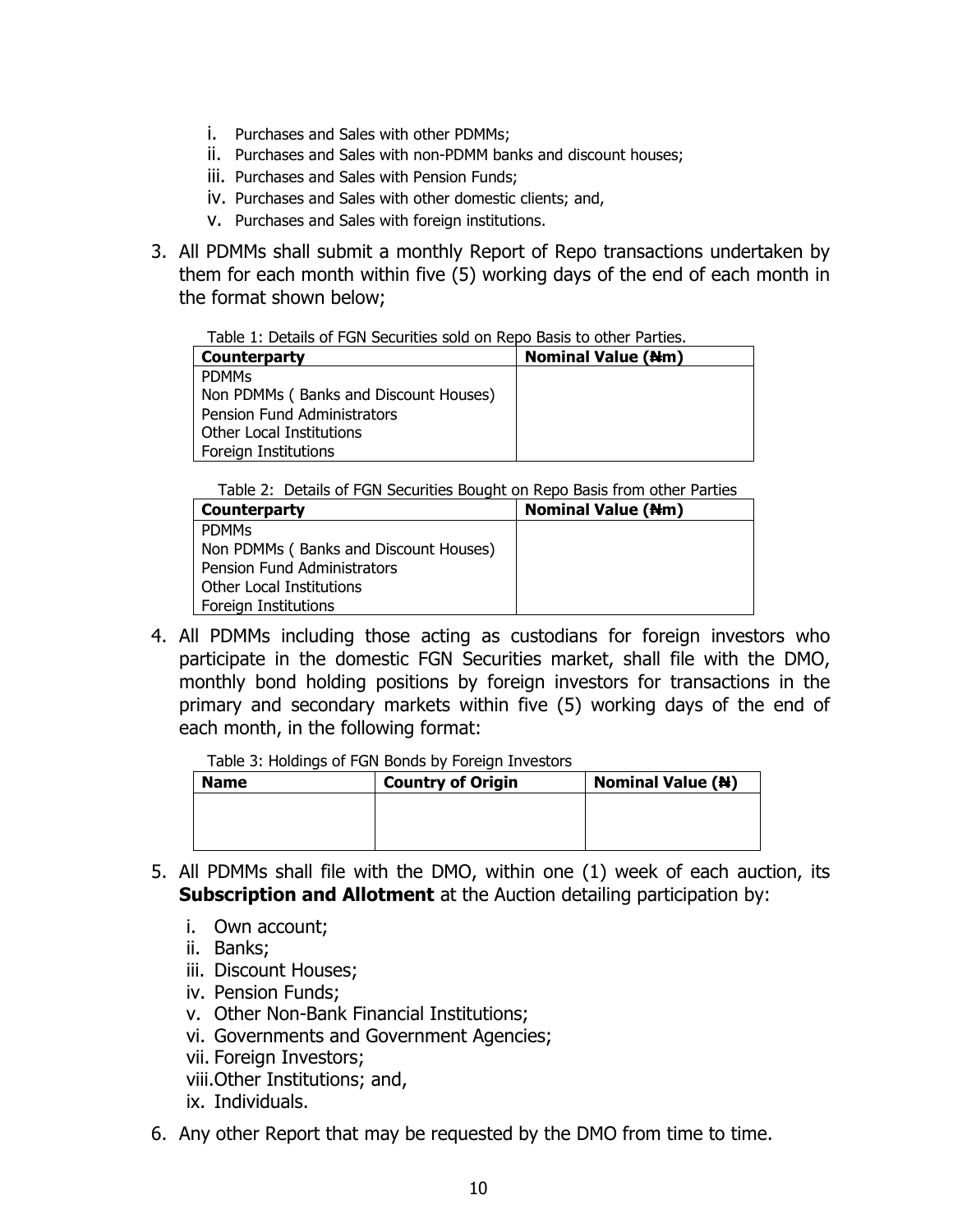i. Purchases and Sales with other PDMMs;
ii. Purchases and Sales with non-PDMM banks and discount houses;
iii. Purchases and Sales with Pension Funds;
iv. Purchases and Sales with other domestic clients; and,
v. Purchases and Sales with foreign institutions.

3. All PDMMs shall submit a monthly Report of Repo transactions undertaken by them for each month within five (5) working days of the end of each month in the format shown below;

Table 1: Details of FGN Securities sold on Repo Basis to other Parties.

| Counterparty | Nominal Value (₦m) |
|---|---|
| PDMMs | |
| Non PDMMs ( Banks and Discount Houses) | |
| Pension Fund Administrators | |
| Other Local Institutions | |
| Foreign Institutions | |

Table 2: Details of FGN Securities Bought on Repo Basis from other Parties

| Counterparty | Nominal Value (₦m) |
|---|---|
| PDMMs | |
| Non PDMMs ( Banks and Discount Houses) | |
| Pension Fund Administrators | |
| Other Local Institutions | |
| Foreign Institutions | |

4. All PDMMs including those acting as custodians for foreign investors who participate in the domestic FGN Securities market, shall file with the DMO, monthly bond holding positions by foreign investors for transactions in the primary and secondary markets within five (5) working days of the end of each month, in the following format:

Table 3: Holdings of FGN Bonds by Foreign Investors

| Name | Country of Origin | Nominal Value (₦) |
|---|---|---|
| | | |

5. All PDMMs shall file with the DMO, within one (1) week of each auction, its **Subscription and Allotment** at the Auction detailing participation by:

   i. Own account;
   ii. Banks;
   iii. Discount Houses;
   iv. Pension Funds;
   v. Other Non-Bank Financial Institutions;
   vi. Governments and Government Agencies;
   vii. Foreign Investors;
   viii. Other Institutions; and,
   ix. Individuals.

6. Any other Report that may be requested by the DMO from time to time.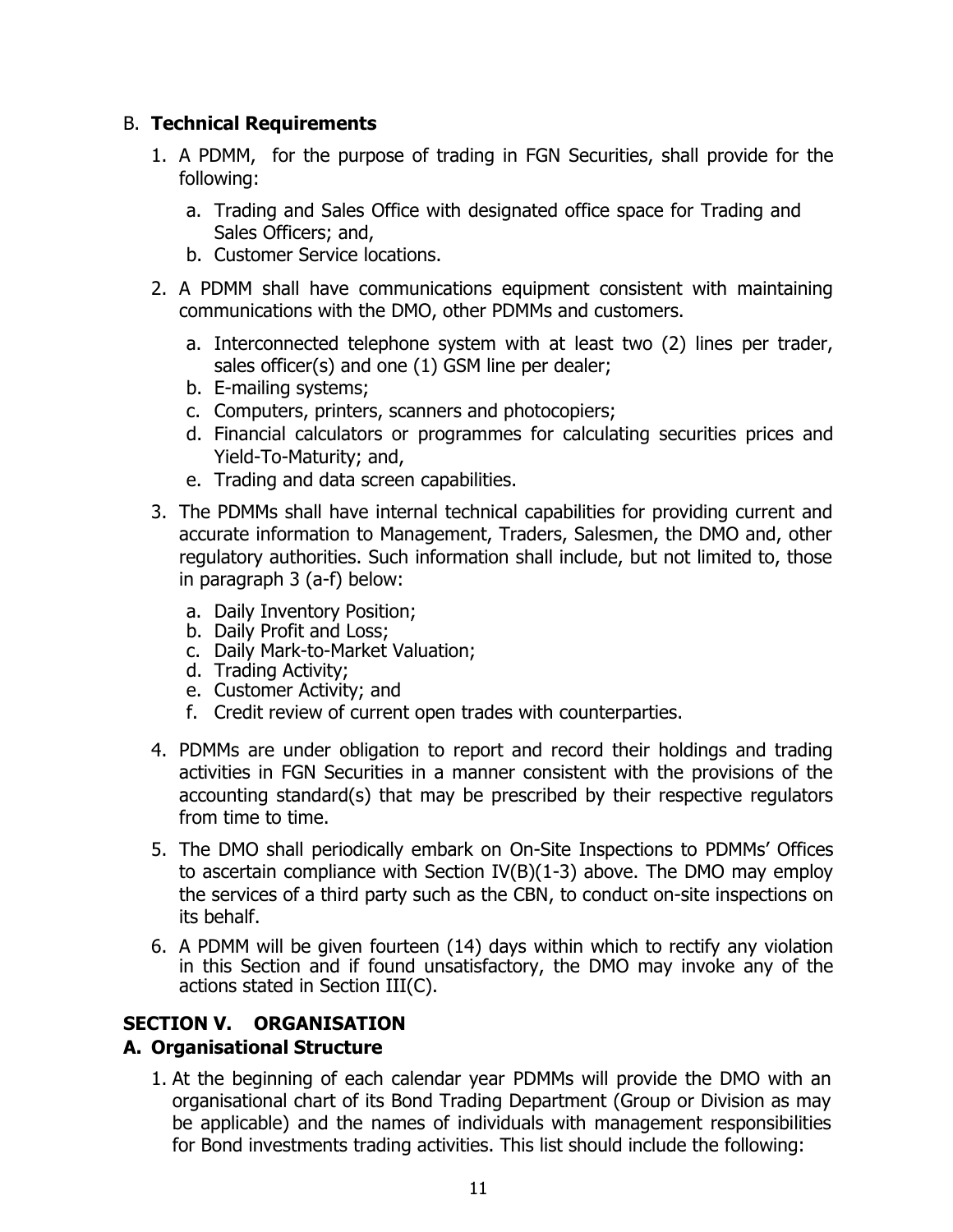### B. **Technical Requirements**

1. A PDMM, for the purpose of trading in FGN Securities, shall provide for the following:
   a. Trading and Sales Office with designated office space for Trading and Sales Officers; and,
   b. Customer Service locations.

2. A PDMM shall have communications equipment consistent with maintaining communications with the DMO, other PDMMs and customers.
   a. Interconnected telephone system with at least two (2) lines per trader, sales officer(s) and one (1) GSM line per dealer;
   b. E-mailing systems;
   c. Computers, printers, scanners and photocopiers;
   d. Financial calculators or programmes for calculating securities prices and Yield-To-Maturity; and,
   e. Trading and data screen capabilities.

3. The PDMMs shall have internal technical capabilities for providing current and accurate information to Management, Traders, Salesmen, the DMO and, other regulatory authorities. Such information shall include, but not limited to, those in paragraph 3 (a-f) below:
   a. Daily Inventory Position;
   b. Daily Profit and Loss;
   c. Daily Mark-to-Market Valuation;
   d. Trading Activity;
   e. Customer Activity; and
   f. Credit review of current open trades with counterparties.

4. PDMMs are under obligation to report and record their holdings and trading activities in FGN Securities in a manner consistent with the provisions of the accounting standard(s) that may be prescribed by their respective regulators from time to time.

5. The DMO shall periodically embark on On-Site Inspections to PDMMs' Offices to ascertain compliance with Section IV(B)(1-3) above. The DMO may employ the services of a third party such as the CBN, to conduct on-site inspections on its behalf.

6. A PDMM will be given fourteen (14) days within which to rectify any violation in this Section and if found unsatisfactory, the DMO may invoke any of the actions stated in Section III(C).

## SECTION V. ORGANISATION

### A. Organisational Structure

1. At the beginning of each calendar year PDMMs will provide the DMO with an organisational chart of its Bond Trading Department (Group or Division as may be applicable) and the names of individuals with management responsibilities for Bond investments trading activities. This list should include the following: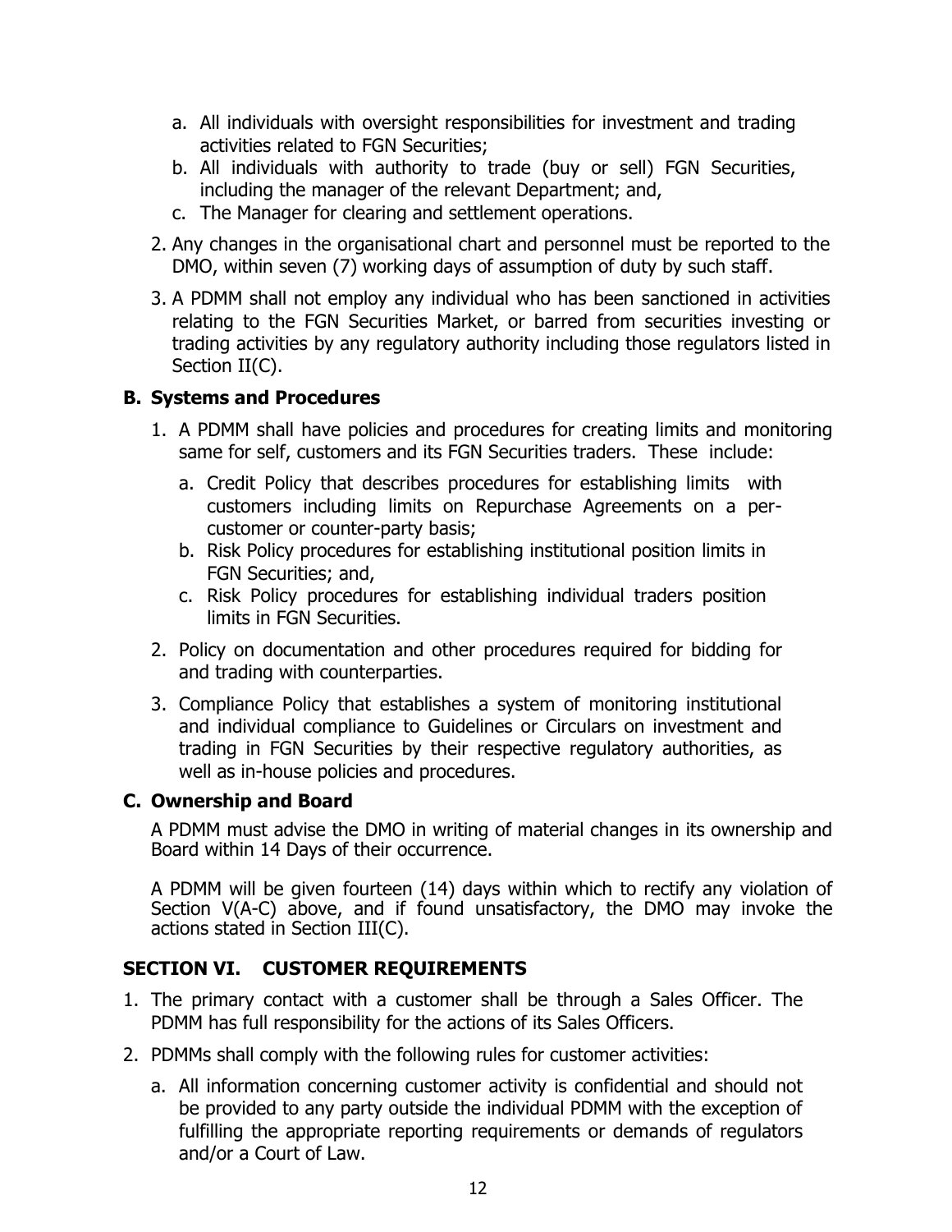a. All individuals with oversight responsibilities for investment and trading activities related to FGN Securities;
   b. All individuals with authority to trade (buy or sell) FGN Securities, including the manager of the relevant Department; and,
   c. The Manager for clearing and settlement operations.

2. Any changes in the organisational chart and personnel must be reported to the DMO, within seven (7) working days of assumption of duty by such staff.

3. A PDMM shall not employ any individual who has been sanctioned in activities relating to the FGN Securities Market, or barred from securities investing or trading activities by any regulatory authority including those regulators listed in Section II(C).

### B. Systems and Procedures

1. A PDMM shall have policies and procedures for creating limits and monitoring same for self, customers and its FGN Securities traders. These include:
   a. Credit Policy that describes procedures for establishing limits with customers including limits on Repurchase Agreements on a per-customer or counter-party basis;
   b. Risk Policy procedures for establishing institutional position limits in FGN Securities; and,
   c. Risk Policy procedures for establishing individual traders position limits in FGN Securities.

2. Policy on documentation and other procedures required for bidding for and trading with counterparties.

3. Compliance Policy that establishes a system of monitoring institutional and individual compliance to Guidelines or Circulars on investment and trading in FGN Securities by their respective regulatory authorities, as well as in-house policies and procedures.

### C. Ownership and Board

A PDMM must advise the DMO in writing of material changes in its ownership and Board within 14 Days of their occurrence.

A PDMM will be given fourteen (14) days within which to rectify any violation of Section V(A-C) above, and if found unsatisfactory, the DMO may invoke the actions stated in Section III(C).

## SECTION VI. CUSTOMER REQUIREMENTS

1. The primary contact with a customer shall be through a Sales Officer. The PDMM has full responsibility for the actions of its Sales Officers.

2. PDMMs shall comply with the following rules for customer activities:
   a. All information concerning customer activity is confidential and should not be provided to any party outside the individual PDMM with the exception of fulfilling the appropriate reporting requirements or demands of regulators and/or a Court of Law.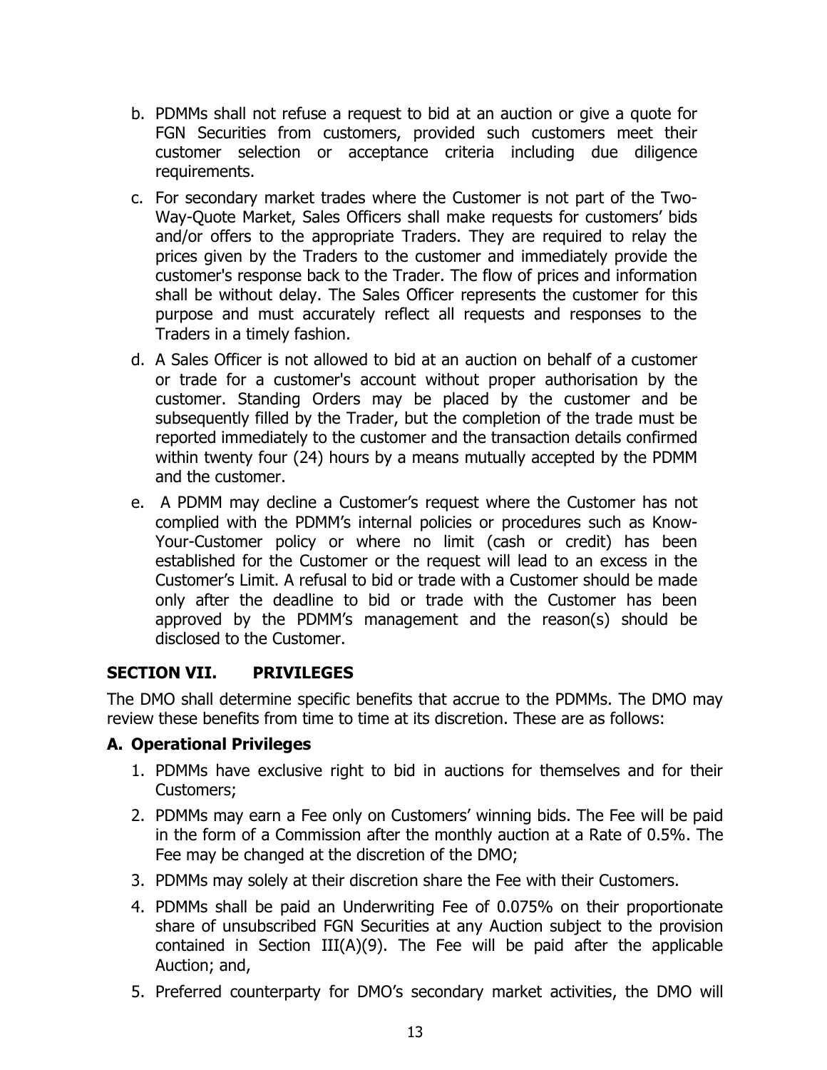b. PDMMs shall not refuse a request to bid at an auction or give a quote for FGN Securities from customers, provided such customers meet their customer selection or acceptance criteria including due diligence requirements.

c. For secondary market trades where the Customer is not part of the Two-Way-Quote Market, Sales Officers shall make requests for customers' bids and/or offers to the appropriate Traders. They are required to relay the prices given by the Traders to the customer and immediately provide the customer's response back to the Trader. The flow of prices and information shall be without delay. The Sales Officer represents the customer for this purpose and must accurately reflect all requests and responses to the Traders in a timely fashion.

d. A Sales Officer is not allowed to bid at an auction on behalf of a customer or trade for a customer's account without proper authorisation by the customer. Standing Orders may be placed by the customer and be subsequently filled by the Trader, but the completion of the trade must be reported immediately to the customer and the transaction details confirmed within twenty four (24) hours by a means mutually accepted by the PDMM and the customer.

e. A PDMM may decline a Customer's request where the Customer has not complied with the PDMM's internal policies or procedures such as Know-Your-Customer policy or where no limit (cash or credit) has been established for the Customer or the request will lead to an excess in the Customer's Limit. A refusal to bid or trade with a Customer should be made only after the deadline to bid or trade with the Customer has been approved by the PDMM's management and the reason(s) should be disclosed to the Customer.

## SECTION VII. PRIVILEGES

The DMO shall determine specific benefits that accrue to the PDMMs. The DMO may review these benefits from time to time at its discretion. These are as follows:

### A. Operational Privileges

1. PDMMs have exclusive right to bid in auctions for themselves and for their Customers;
2. PDMMs may earn a Fee only on Customers' winning bids. The Fee will be paid in the form of a Commission after the monthly auction at a Rate of 0.5%. The Fee may be changed at the discretion of the DMO;
3. PDMMs may solely at their discretion share the Fee with their Customers.
4. PDMMs shall be paid an Underwriting Fee of 0.075% on their proportionate share of unsubscribed FGN Securities at any Auction subject to the provision contained in Section III(A)(9). The Fee will be paid after the applicable Auction; and,
5. Preferred counterparty for DMO's secondary market activities, the DMO will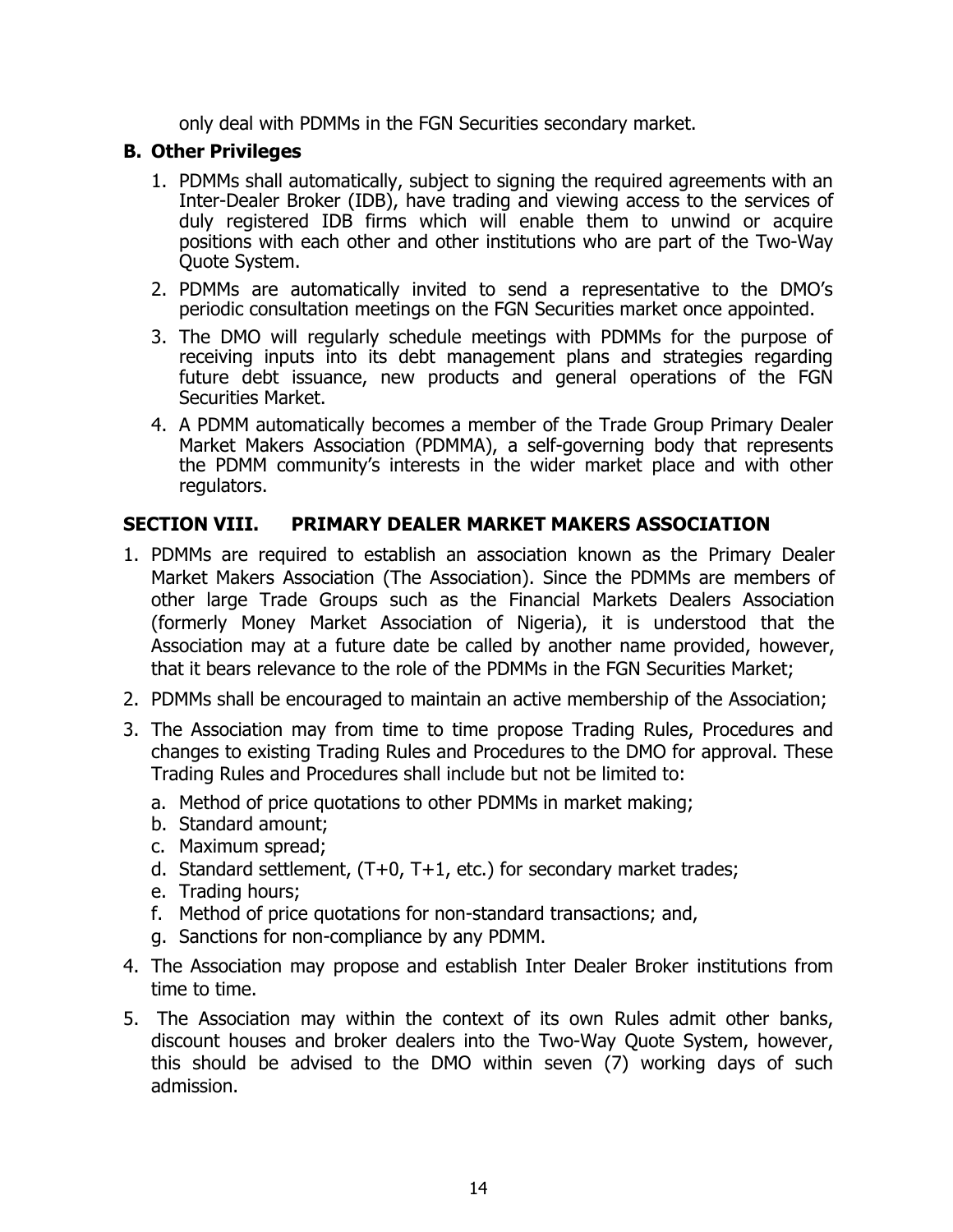only deal with PDMMs in the FGN Securities secondary market.

### B. Other Privileges

1. PDMMs shall automatically, subject to signing the required agreements with an Inter-Dealer Broker (IDB), have trading and viewing access to the services of duly registered IDB firms which will enable them to unwind or acquire positions with each other and other institutions who are part of the Two-Way Quote System.
2. PDMMs are automatically invited to send a representative to the DMO's periodic consultation meetings on the FGN Securities market once appointed.
3. The DMO will regularly schedule meetings with PDMMs for the purpose of receiving inputs into its debt management plans and strategies regarding future debt issuance, new products and general operations of the FGN Securities Market.
4. A PDMM automatically becomes a member of the Trade Group Primary Dealer Market Makers Association (PDMMA), a self-governing body that represents the PDMM community's interests in the wider market place and with other regulators.

## SECTION VIII. PRIMARY DEALER MARKET MAKERS ASSOCIATION

1. PDMMs are required to establish an association known as the Primary Dealer Market Makers Association (The Association). Since the PDMMs are members of other large Trade Groups such as the Financial Markets Dealers Association (formerly Money Market Association of Nigeria), it is understood that the Association may at a future date be called by another name provided, however, that it bears relevance to the role of the PDMMs in the FGN Securities Market;
2. PDMMs shall be encouraged to maintain an active membership of the Association;
3. The Association may from time to time propose Trading Rules, Procedures and changes to existing Trading Rules and Procedures to the DMO for approval. These Trading Rules and Procedures shall include but not be limited to:
   a. Method of price quotations to other PDMMs in market making;
   b. Standard amount;
   c. Maximum spread;
   d. Standard settlement, (T+0, T+1, etc.) for secondary market trades;
   e. Trading hours;
   f. Method of price quotations for non-standard transactions; and,
   g. Sanctions for non-compliance by any PDMM.
4. The Association may propose and establish Inter Dealer Broker institutions from time to time.
5. The Association may within the context of its own Rules admit other banks, discount houses and broker dealers into the Two-Way Quote System, however, this should be advised to the DMO within seven (7) working days of such admission.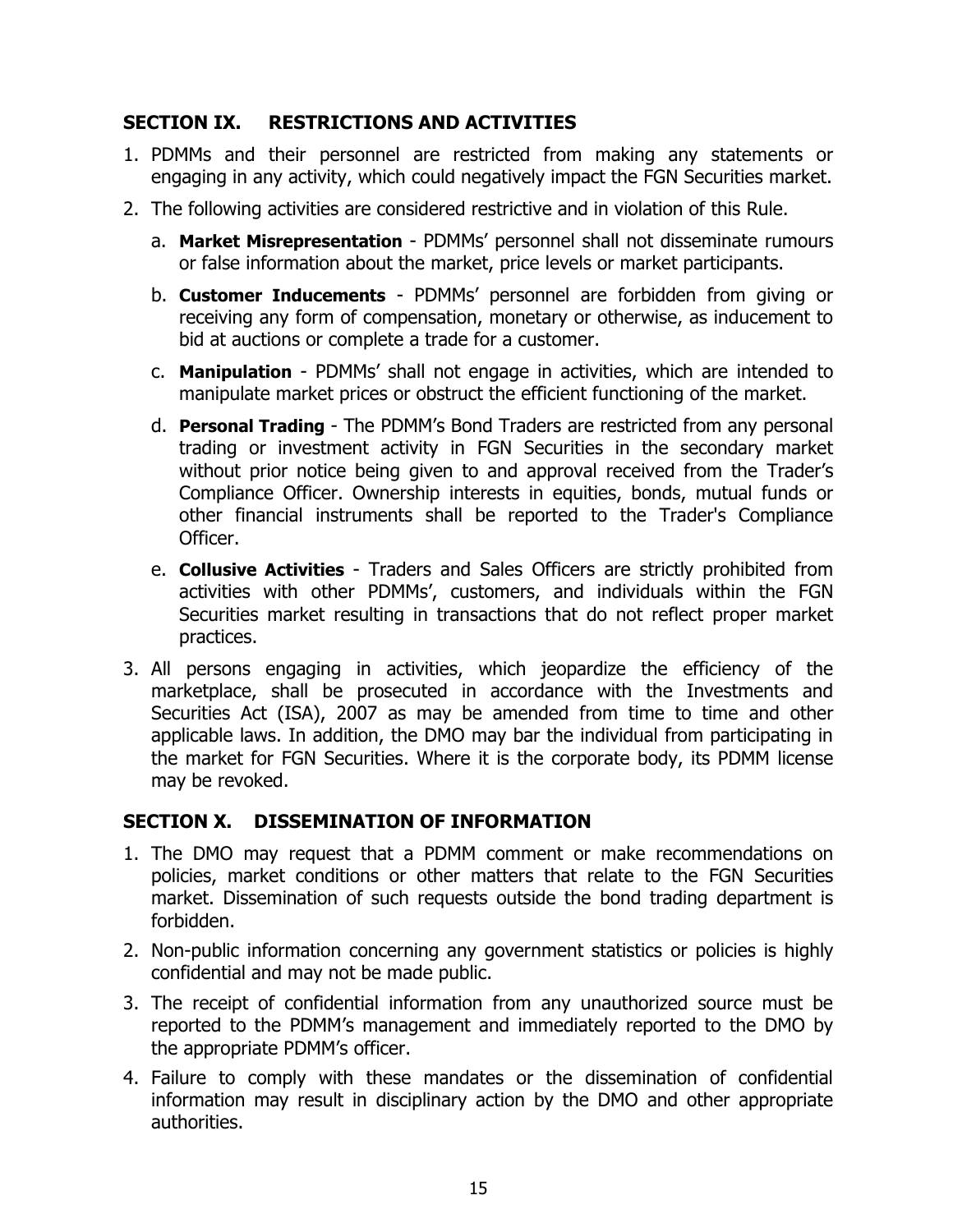## SECTION IX. RESTRICTIONS AND ACTIVITIES

1. PDMMs and their personnel are restricted from making any statements or engaging in any activity, which could negatively impact the FGN Securities market.
2. The following activities are considered restrictive and in violation of this Rule.
   a. **Market Misrepresentation** - PDMMs' personnel shall not disseminate rumours or false information about the market, price levels or market participants.
   b. **Customer Inducements** - PDMMs' personnel are forbidden from giving or receiving any form of compensation, monetary or otherwise, as inducement to bid at auctions or complete a trade for a customer.
   c. **Manipulation** - PDMMs' shall not engage in activities, which are intended to manipulate market prices or obstruct the efficient functioning of the market.
   d. **Personal Trading** - The PDMM's Bond Traders are restricted from any personal trading or investment activity in FGN Securities in the secondary market without prior notice being given to and approval received from the Trader's Compliance Officer. Ownership interests in equities, bonds, mutual funds or other financial instruments shall be reported to the Trader's Compliance Officer.
   e. **Collusive Activities** - Traders and Sales Officers are strictly prohibited from activities with other PDMMs', customers, and individuals within the FGN Securities market resulting in transactions that do not reflect proper market practices.
3. All persons engaging in activities, which jeopardize the efficiency of the marketplace, shall be prosecuted in accordance with the Investments and Securities Act (ISA), 2007 as may be amended from time to time and other applicable laws. In addition, the DMO may bar the individual from participating in the market for FGN Securities. Where it is the corporate body, its PDMM license may be revoked.

## SECTION X. DISSEMINATION OF INFORMATION

1. The DMO may request that a PDMM comment or make recommendations on policies, market conditions or other matters that relate to the FGN Securities market. Dissemination of such requests outside the bond trading department is forbidden.
2. Non-public information concerning any government statistics or policies is highly confidential and may not be made public.
3. The receipt of confidential information from any unauthorized source must be reported to the PDMM's management and immediately reported to the DMO by the appropriate PDMM's officer.
4. Failure to comply with these mandates or the dissemination of confidential information may result in disciplinary action by the DMO and other appropriate authorities.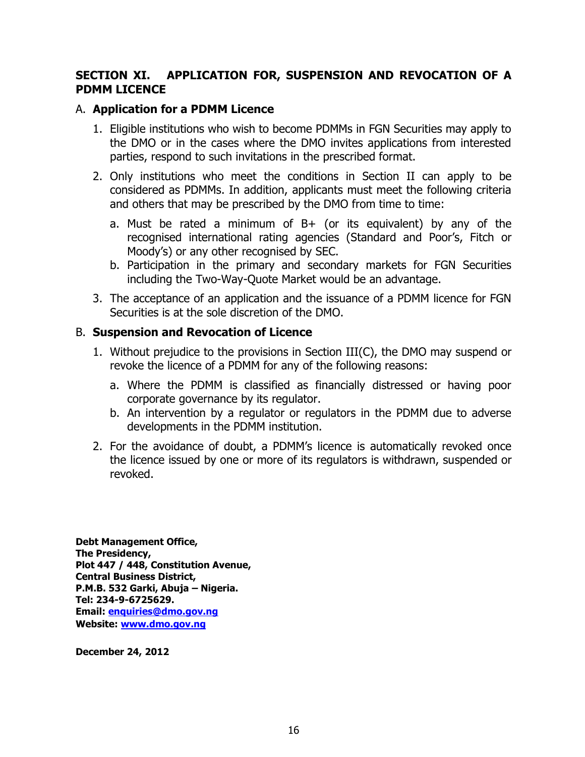## SECTION XI. APPLICATION FOR, SUSPENSION AND REVOCATION OF A PDMM LICENCE

### A. Application for a PDMM Licence

1. Eligible institutions who wish to become PDMMs in FGN Securities may apply to the DMO or in the cases where the DMO invites applications from interested parties, respond to such invitations in the prescribed format.
2. Only institutions who meet the conditions in Section II can apply to be considered as PDMMs. In addition, applicants must meet the following criteria and others that may be prescribed by the DMO from time to time:
   a. Must be rated a minimum of B+ (or its equivalent) by any of the recognised international rating agencies (Standard and Poor's, Fitch or Moody's) or any other recognised by SEC.
   b. Participation in the primary and secondary markets for FGN Securities including the Two-Way-Quote Market would be an advantage.
3. The acceptance of an application and the issuance of a PDMM licence for FGN Securities is at the sole discretion of the DMO.

### B. Suspension and Revocation of Licence

1. Without prejudice to the provisions in Section III(C), the DMO may suspend or revoke the licence of a PDMM for any of the following reasons:
   a. Where the PDMM is classified as financially distressed or having poor corporate governance by its regulator.
   b. An intervention by a regulator or regulators in the PDMM due to adverse developments in the PDMM institution.
2. For the avoidance of doubt, a PDMM's licence is automatically revoked once the licence issued by one or more of its regulators is withdrawn, suspended or revoked.

**Debt Management Office,**
**The Presidency,**
**Plot 447 / 448, Constitution Avenue,**
**Central Business District,**
**P.M.B. 532 Garki, Abuja – Nigeria.**
**Tel: 234-9-6725629.**
**Email: enquiries@dmo.gov.ng**
**Website: www.dmo.gov.ng**

**December 24, 2012**